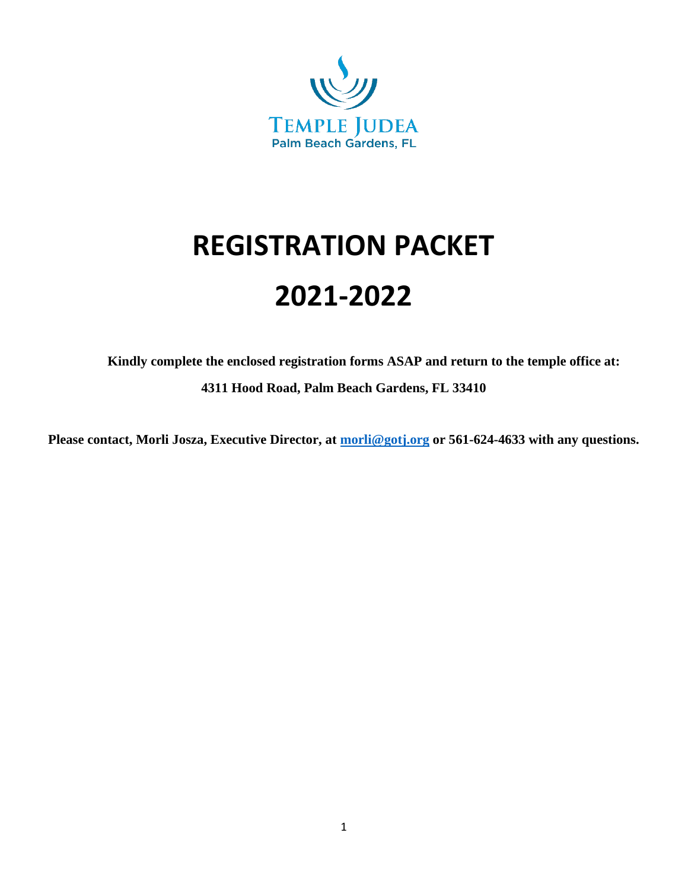TEMPLE JUDEA
Palm Beach Gardens, FL

# REGISTRATION PACKET

# 2021-2022

**Kindly complete the enclosed registration forms ASAP and return to the temple office at:**

**4311 Hood Road, Palm Beach Gardens, FL 33410**

**Please contact, Morli Josza, Executive Director, at [morli@gotj.org](mailto:morli@gotj.org) or 561-624-4633 with any questions.**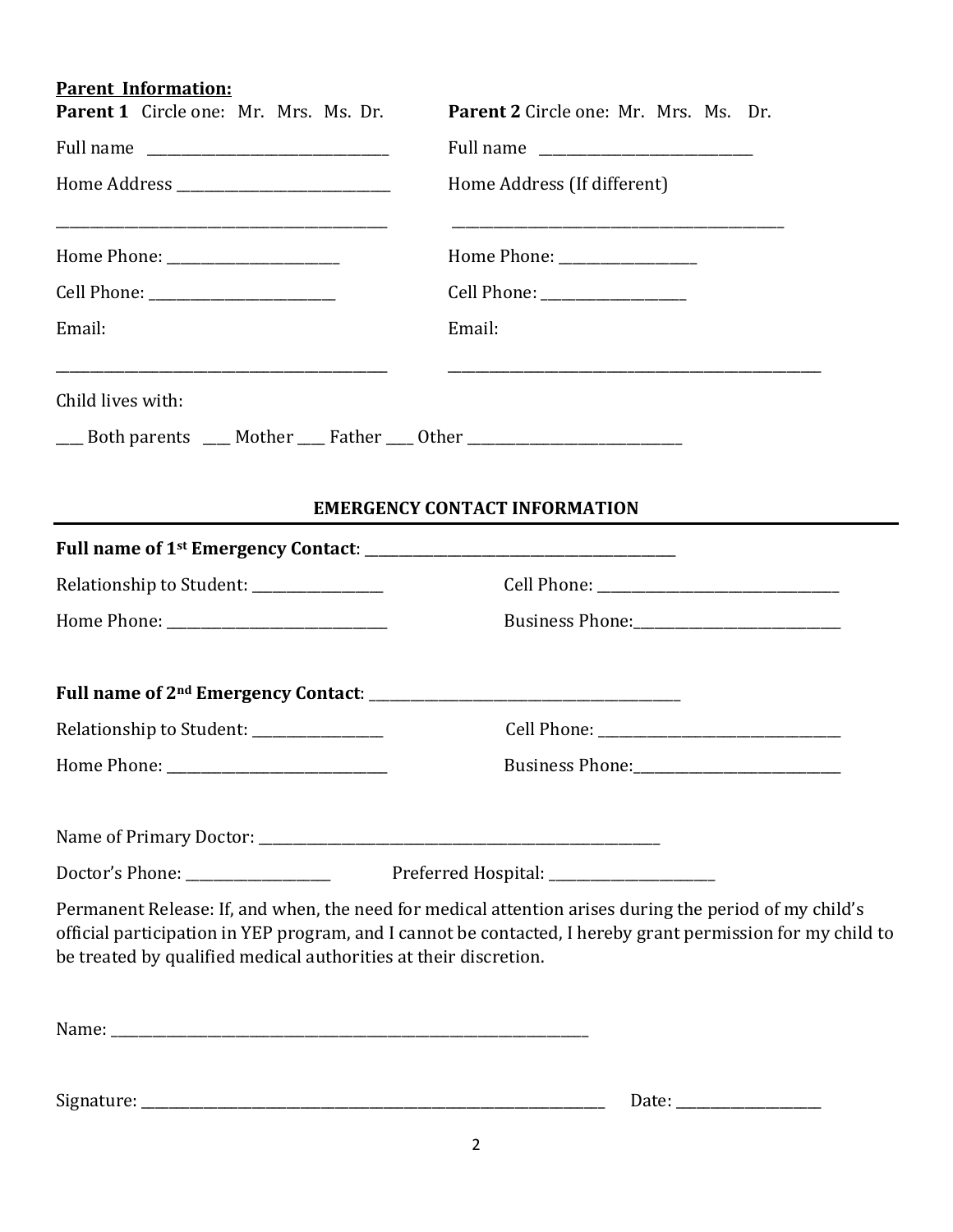**Parent Information:**

**Parent 1** Circle one: Mr. Mrs. Ms. Dr.

Full name ________________________________

Home Address ____________________________

_____________________________________________

Home Phone: ______________________

Cell Phone: ________________________

Email:

_____________________________________________

**Parent 2** Circle one: Mr. Mrs. Ms. Dr.

Full name ____________________________

Home Address (If different)

_____________________________________________

Home Phone: _________________

Cell Phone: __________________

Email:

_________________________________________________

Child lives with:

___ Both parents ___ Mother ___ Father ___ Other ____________________________

**EMERGENCY CONTACT INFORMATION**

**Full name of 1st Emergency Contact**: ___________________________________________

Relationship to Student: _________________ Cell Phone: _________________________________

Home Phone: ____________________________ Business Phone:___________________________

**Full name of 2nd Emergency Contact**: ___________________________________________

Relationship to Student: _________________ Cell Phone: ________________________________

Home Phone: ____________________________ Business Phone:___________________________

Name of Primary Doctor: _______________________________________________________

Doctor's Phone: ___________________ Preferred Hospital: ______________________

Permanent Release: If, and when, the need for medical attention arises during the period of my child's official participation in YEP program, and I cannot be contacted, I hereby grant permission for my child to be treated by qualified medical authorities at their discretion.

Name: ___________________________________________________________________

Signature: _________________________________________________________________ Date: ___________________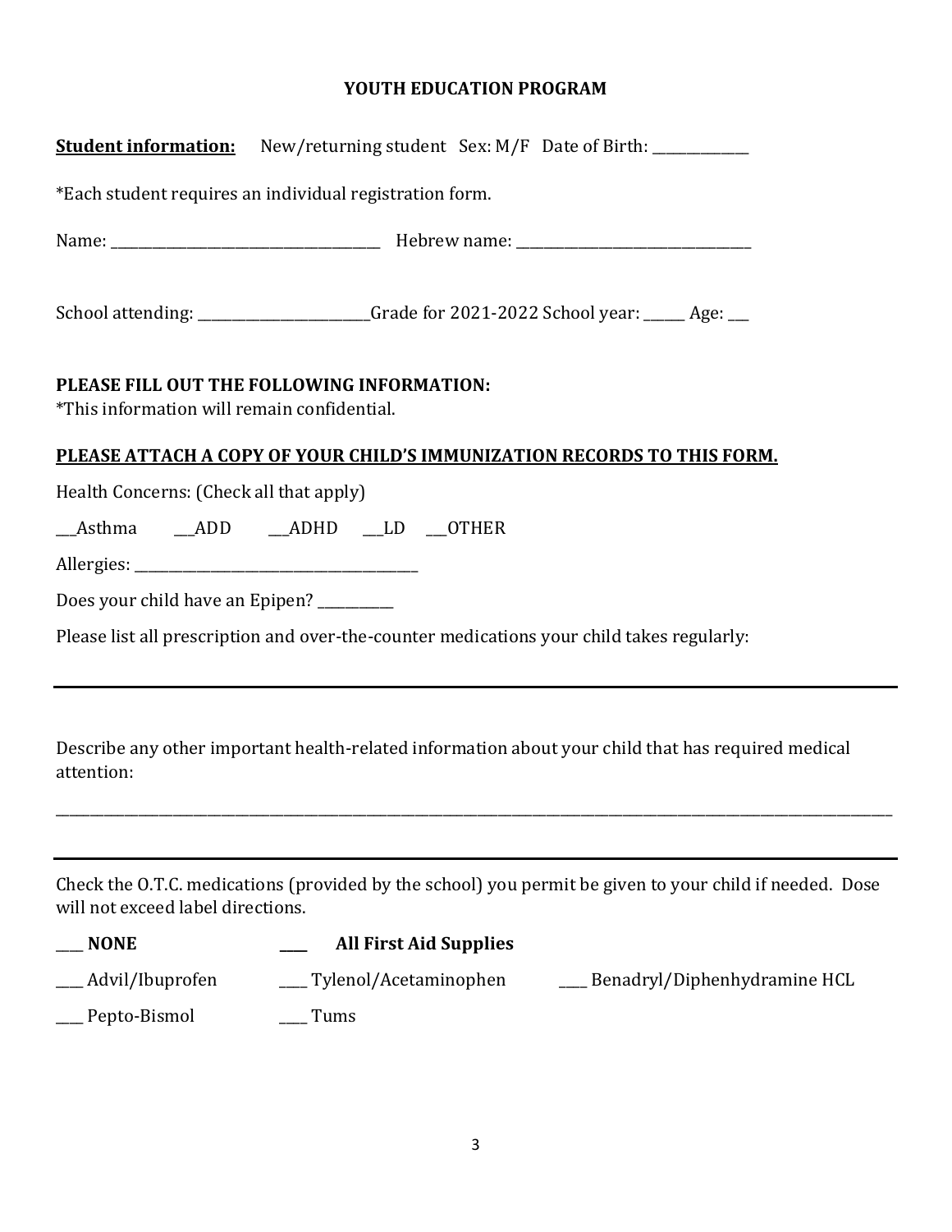**YOUTH EDUCATION PROGRAM**

**Student information:** New/returning student Sex: M/F Date of Birth: _____________

*Each student requires an individual registration form.

Name: ______________________________________ Hebrew name: _________________________________

School attending: ________________________Grade for 2021-2022 School year: _____ Age: ___

**PLEASE FILL OUT THE FOLLOWING INFORMATION:**
*This information will remain confidential.

**PLEASE ATTACH A COPY OF YOUR CHILD'S IMMUNIZATION RECORDS TO THIS FORM.**

Health Concerns: (Check all that apply)

___Asthma ___ADD ___ADHD ___LD ___OTHER

Allergies: ________________________________________

Does your child have an Epipen? __________

Please list all prescription and over-the-counter medications your child takes regularly:

---

Describe any other important health-related information about your child that has required medical attention:

_______________________________________________________________________________________________________

---

Check the O.T.C. medications (provided by the school) you permit be given to your child if needed. Dose will not exceed label directions.

___ **NONE** ___ **All First Aid Supplies**

___ Advil/Ibuprofen ___ Tylenol/Acetaminophen ___ Benadryl/Diphenhydramine HCL

___ Pepto-Bismol ___ Tums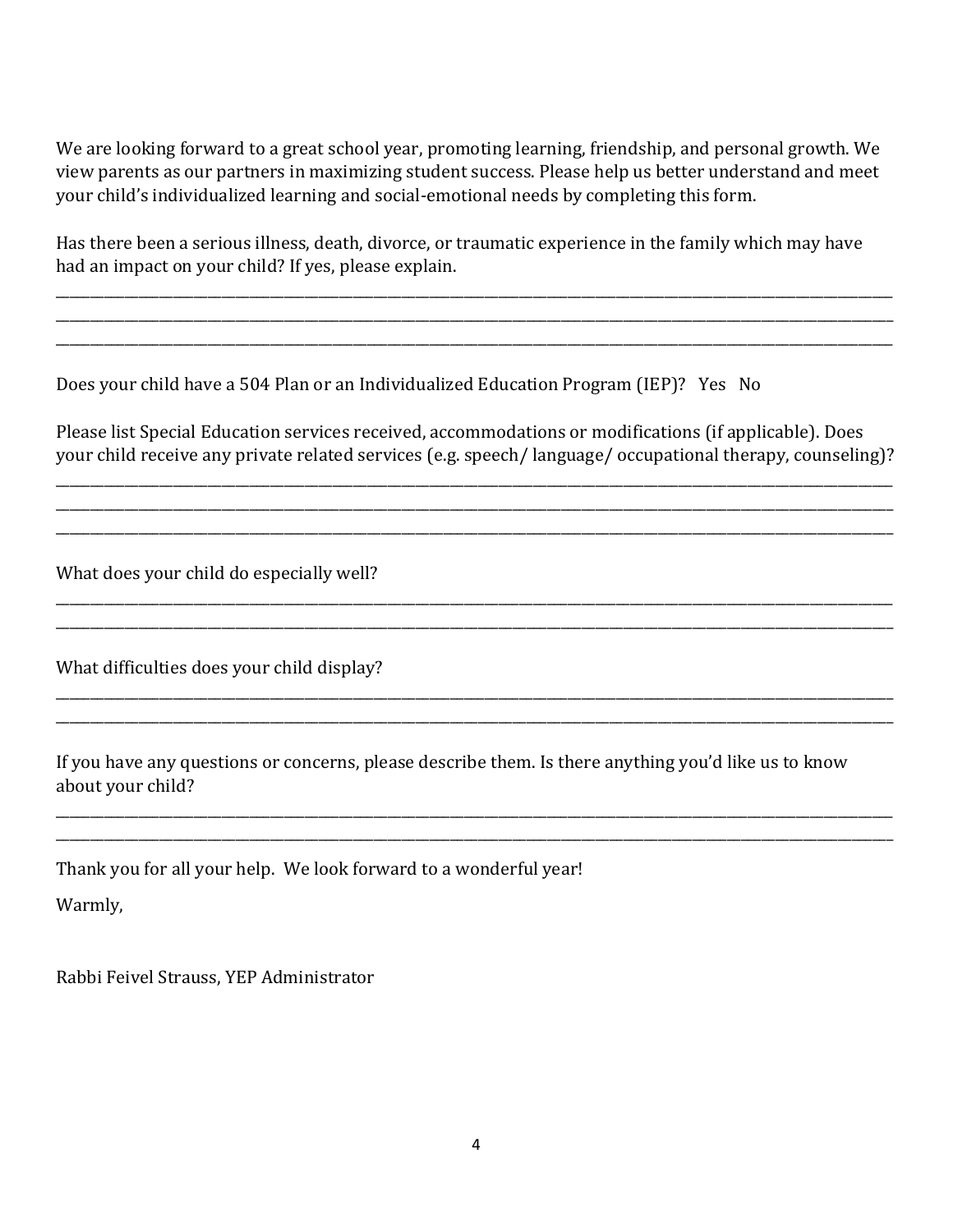We are looking forward to a great school year, promoting learning, friendship, and personal growth. We view parents as our partners in maximizing student success. Please help us better understand and meet your child's individualized learning and social-emotional needs by completing this form.

Has there been a serious illness, death, divorce, or traumatic experience in the family which may have had an impact on your child? If yes, please explain.

________________________________________________________________________________________________________
________________________________________________________________________________________________________
________________________________________________________________________________________________________

Does your child have a 504 Plan or an Individualized Education Program (IEP)? Yes No

Please list Special Education services received, accommodations or modifications (if applicable). Does your child receive any private related services (e.g. speech/ language/ occupational therapy, counseling)?

________________________________________________________________________________________________________
________________________________________________________________________________________________________
________________________________________________________________________________________________________

What does your child do especially well?

________________________________________________________________________________________________________
________________________________________________________________________________________________________

What difficulties does your child display?

________________________________________________________________________________________________________
________________________________________________________________________________________________________

If you have any questions or concerns, please describe them. Is there anything you'd like us to know about your child?

________________________________________________________________________________________________________
________________________________________________________________________________________________________

Thank you for all your help. We look forward to a wonderful year!

Warmly,

Rabbi Feivel Strauss, YEP Administrator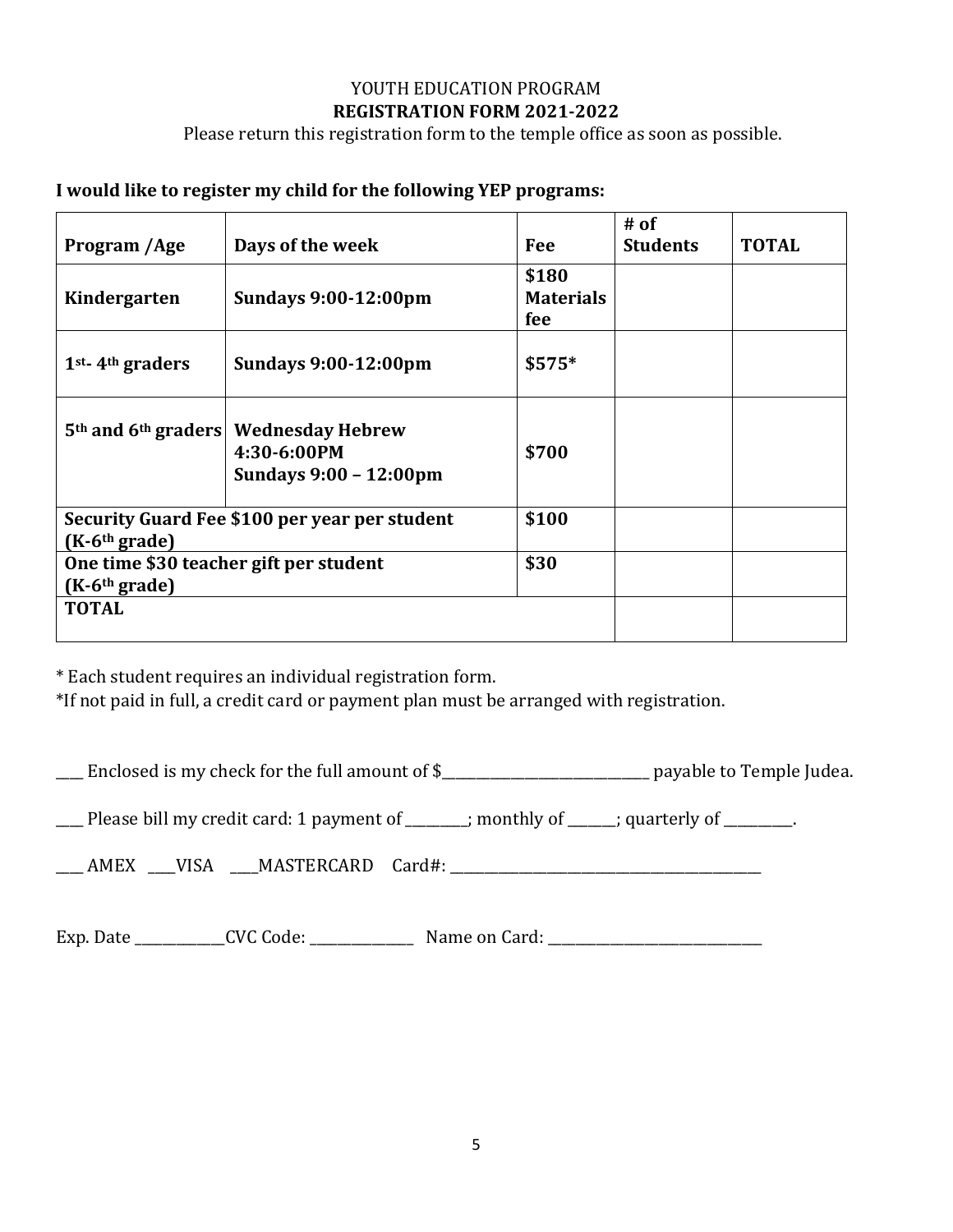YOUTH EDUCATION PROGRAM

**REGISTRATION FORM 2021-2022**

Please return this registration form to the temple office as soon as possible.

**I would like to register my child for the following YEP programs:**

| Program /Age | Days of the week | Fee | # of Students | TOTAL |
|---|---|---|---|---|
| **Kindergarten** | **Sundays 9:00-12:00pm** | **$180 Materials fee** | | |
| **1st- 4th graders** | **Sundays 9:00-12:00pm** | **$575*** | | |
| **5th and 6th graders** | **Wednesday Hebrew 4:30-6:00PM Sundays 9:00 – 12:00pm** | **$700** | | |
| **Security Guard Fee $100 per year per student (K-6th grade)** | | **$100** | | |
| **One time $30 teacher gift per student (K-6th grade)** | | **$30** | | |
| **TOTAL** | | | | |

* Each student requires an individual registration form.

*If not paid in full, a credit card or payment plan must be arranged with registration.

____ Enclosed is my check for the full amount of $______________________________ payable to Temple Judea.

____ Please bill my credit card: 1 payment of _________; monthly of _______; quarterly of __________.

____ AMEX ____VISA ____MASTERCARD Card#: ______________________________________________

Exp. Date _____________CVC Code: _______________ Name on Card: _______________________________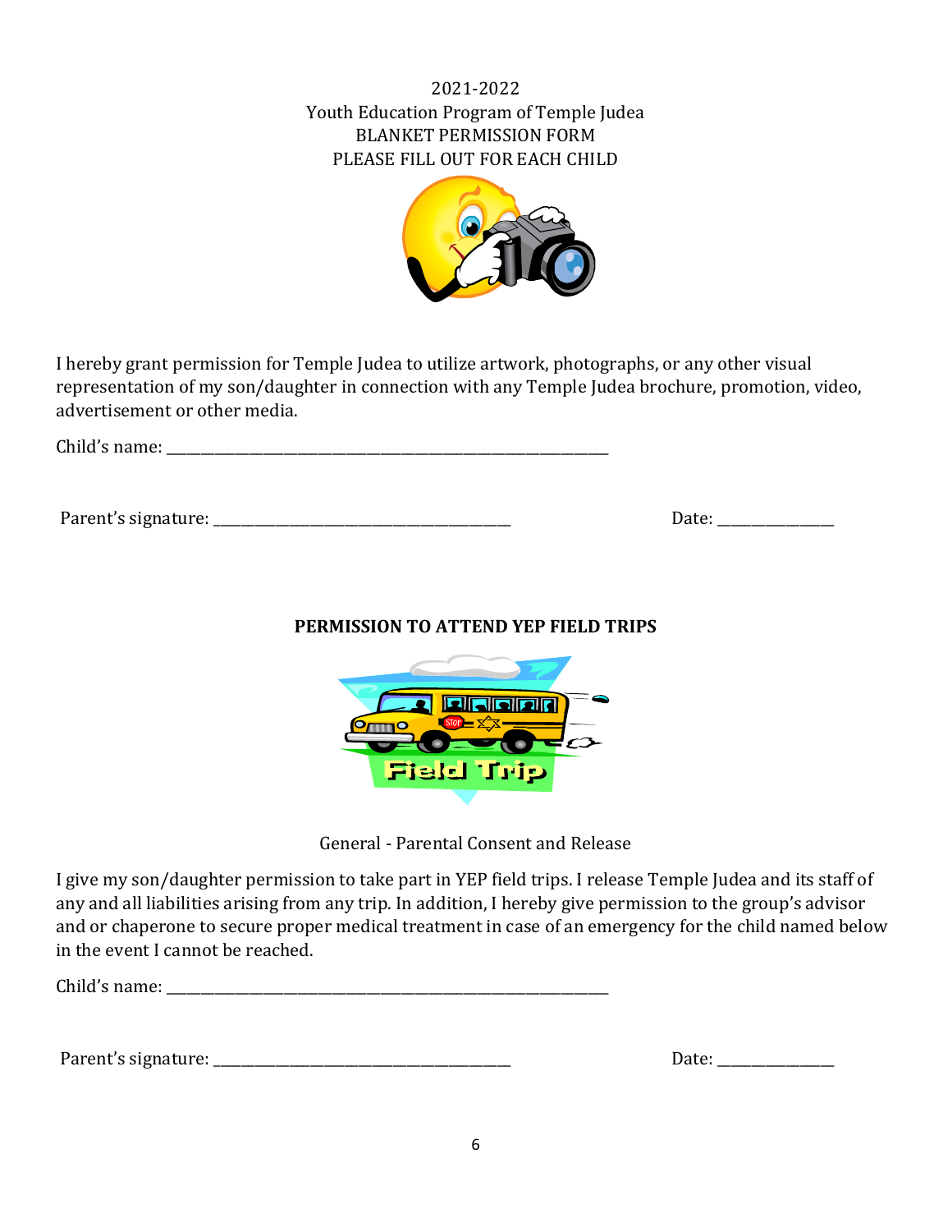2021-2022

Youth Education Program of Temple Judea

BLANKET PERMISSION FORM

PLEASE FILL OUT FOR EACH CHILD

I hereby grant permission for Temple Judea to utilize artwork, photographs, or any other visual representation of my son/daughter in connection with any Temple Judea brochure, promotion, video, advertisement or other media.

Child's name: ___________________________________________________________

Parent's signature: ________________________________________ Date: _______________

## PERMISSION TO ATTEND YEP FIELD TRIPS

General - Parental Consent and Release

I give my son/daughter permission to take part in YEP field trips. I release Temple Judea and its staff of any and all liabilities arising from any trip. In addition, I hereby give permission to the group's advisor and or chaperone to secure proper medical treatment in case of an emergency for the child named below in the event I cannot be reached.

Child's name: ___________________________________________________________

Parent's signature: ________________________________________ Date: _______________